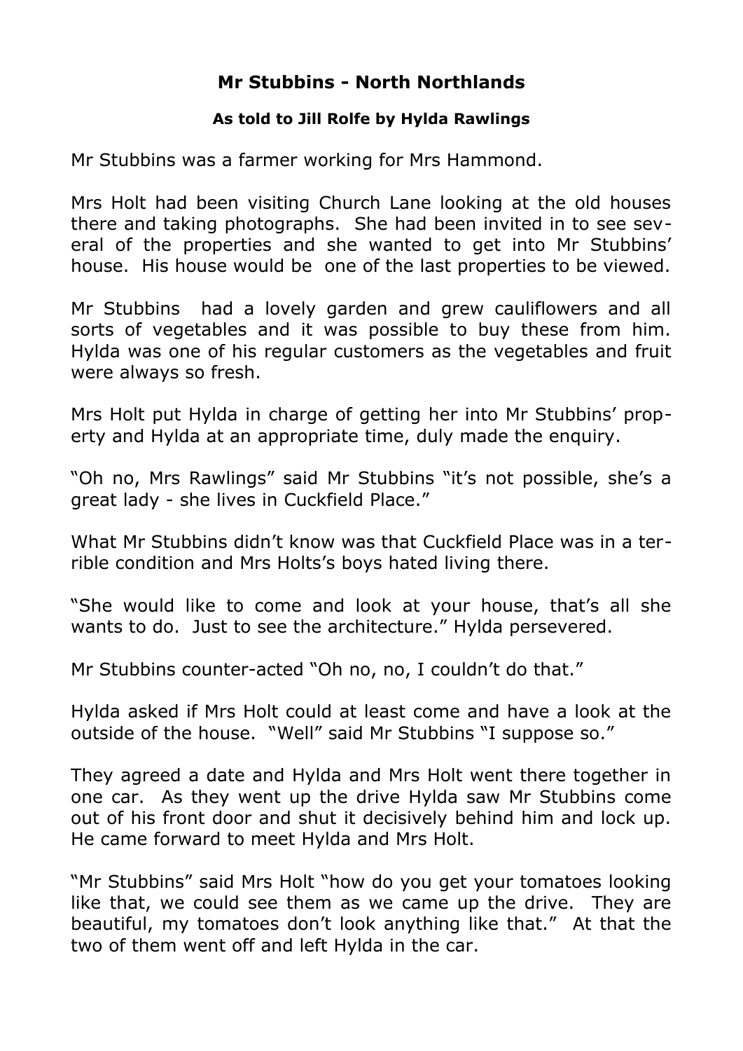# Mr Stubbins - North Northlands

### As told to Jill Rolfe by Hylda Rawlings

Mr Stubbins was a farmer working for Mrs Hammond.

Mrs Holt had been visiting Church Lane looking at the old houses there and taking photographs. She had been invited in to see several of the properties and she wanted to get into Mr Stubbins' house. His house would be one of the last properties to be viewed.

Mr Stubbins had a lovely garden and grew cauliflowers and all sorts of vegetables and it was possible to buy these from him. Hylda was one of his regular customers as the vegetables and fruit were always so fresh.

Mrs Holt put Hylda in charge of getting her into Mr Stubbins' property and Hylda at an appropriate time, duly made the enquiry.

"Oh no, Mrs Rawlings" said Mr Stubbins "it's not possible, she's a great lady - she lives in Cuckfield Place."

What Mr Stubbins didn't know was that Cuckfield Place was in a terrible condition and Mrs Holts's boys hated living there.

"She would like to come and look at your house, that's all she wants to do. Just to see the architecture." Hylda persevered.

Mr Stubbins counter-acted "Oh no, no, I couldn't do that."

Hylda asked if Mrs Holt could at least come and have a look at the outside of the house. "Well" said Mr Stubbins "I suppose so."

They agreed a date and Hylda and Mrs Holt went there together in one car. As they went up the drive Hylda saw Mr Stubbins come out of his front door and shut it decisively behind him and lock up. He came forward to meet Hylda and Mrs Holt.

"Mr Stubbins" said Mrs Holt "how do you get your tomatoes looking like that, we could see them as we came up the drive. They are beautiful, my tomatoes don't look anything like that." At that the two of them went off and left Hylda in the car.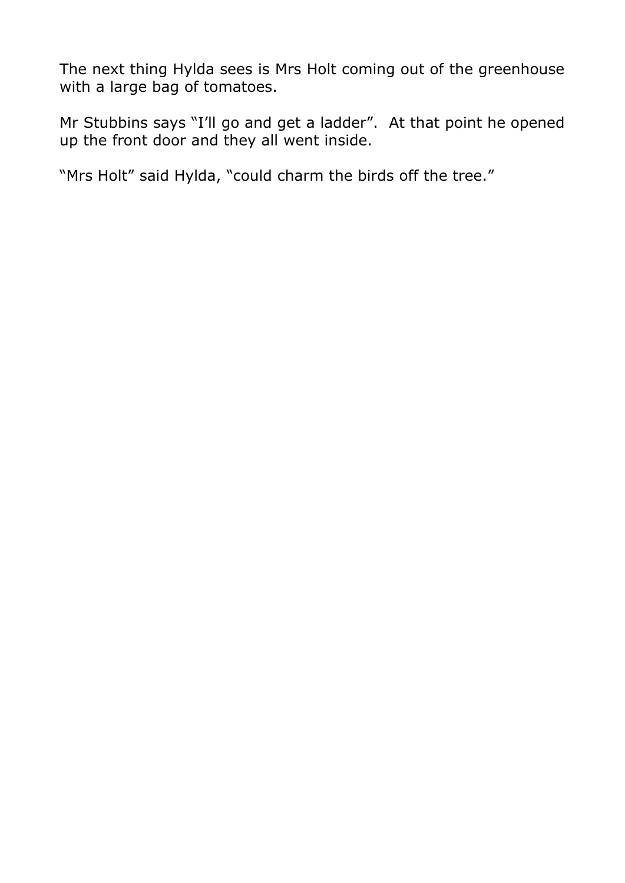The next thing Hylda sees is Mrs Holt coming out of the greenhouse with a large bag of tomatoes.

Mr Stubbins says "I'll go and get a ladder". At that point he opened up the front door and they all went inside.

"Mrs Holt" said Hylda, "could charm the birds off the tree."